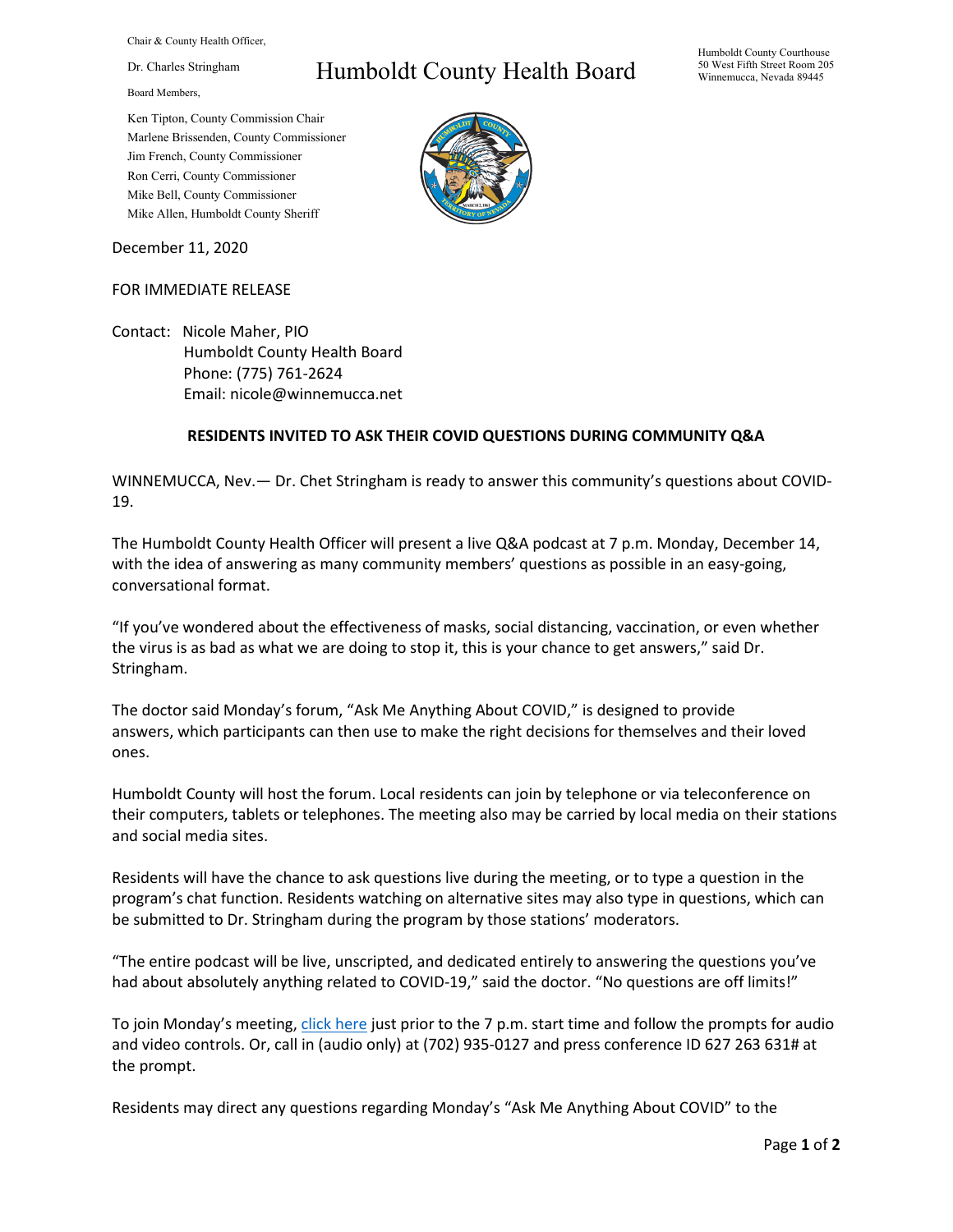Chair & County Health Officer,

Dr. Charles Stringham

Board Members,

Ken Tipton, County Commission Chair
Marlene Brissenden, County Commissioner
Jim French, County Commissioner
Ron Cerri, County Commissioner
Mike Bell, County Commissioner
Mike Allen, Humboldt County Sheriff

# Humboldt County Health Board

Humboldt County Courthouse
50 West Fifth Street Room 205
Winnemucca, Nevada 89445

December 11, 2020

FOR IMMEDIATE RELEASE

Contact: Nicole Maher, PIO
Humboldt County Health Board
Phone: (775) 761-2624
Email: nicole@winnemucca.net

**RESIDENTS INVITED TO ASK THEIR COVID QUESTIONS DURING COMMUNITY Q&A**

WINNEMUCCA, Nev.— Dr. Chet Stringham is ready to answer this community's questions about COVID-19.

The Humboldt County Health Officer will present a live Q&A podcast at 7 p.m. Monday, December 14, with the idea of answering as many community members' questions as possible in an easy-going, conversational format.

"If you've wondered about the effectiveness of masks, social distancing, vaccination, or even whether the virus is as bad as what we are doing to stop it, this is your chance to get answers," said Dr. Stringham.

The doctor said Monday's forum, "Ask Me Anything About COVID," is designed to provide answers, which participants can then use to make the right decisions for themselves and their loved ones.

Humboldt County will host the forum. Local residents can join by telephone or via teleconference on their computers, tablets or telephones. The meeting also may be carried by local media on their stations and social media sites.

Residents will have the chance to ask questions live during the meeting, or to type a question in the program's chat function. Residents watching on alternative sites may also type in questions, which can be submitted to Dr. Stringham during the program by those stations' moderators.

"The entire podcast will be live, unscripted, and dedicated entirely to answering the questions you've had about absolutely anything related to COVID-19," said the doctor. "No questions are off limits!"

To join Monday's meeting, click here just prior to the 7 p.m. start time and follow the prompts for audio and video controls. Or, call in (audio only) at (702) 935-0127 and press conference ID 627 263 631# at the prompt.

Residents may direct any questions regarding Monday's "Ask Me Anything About COVID" to the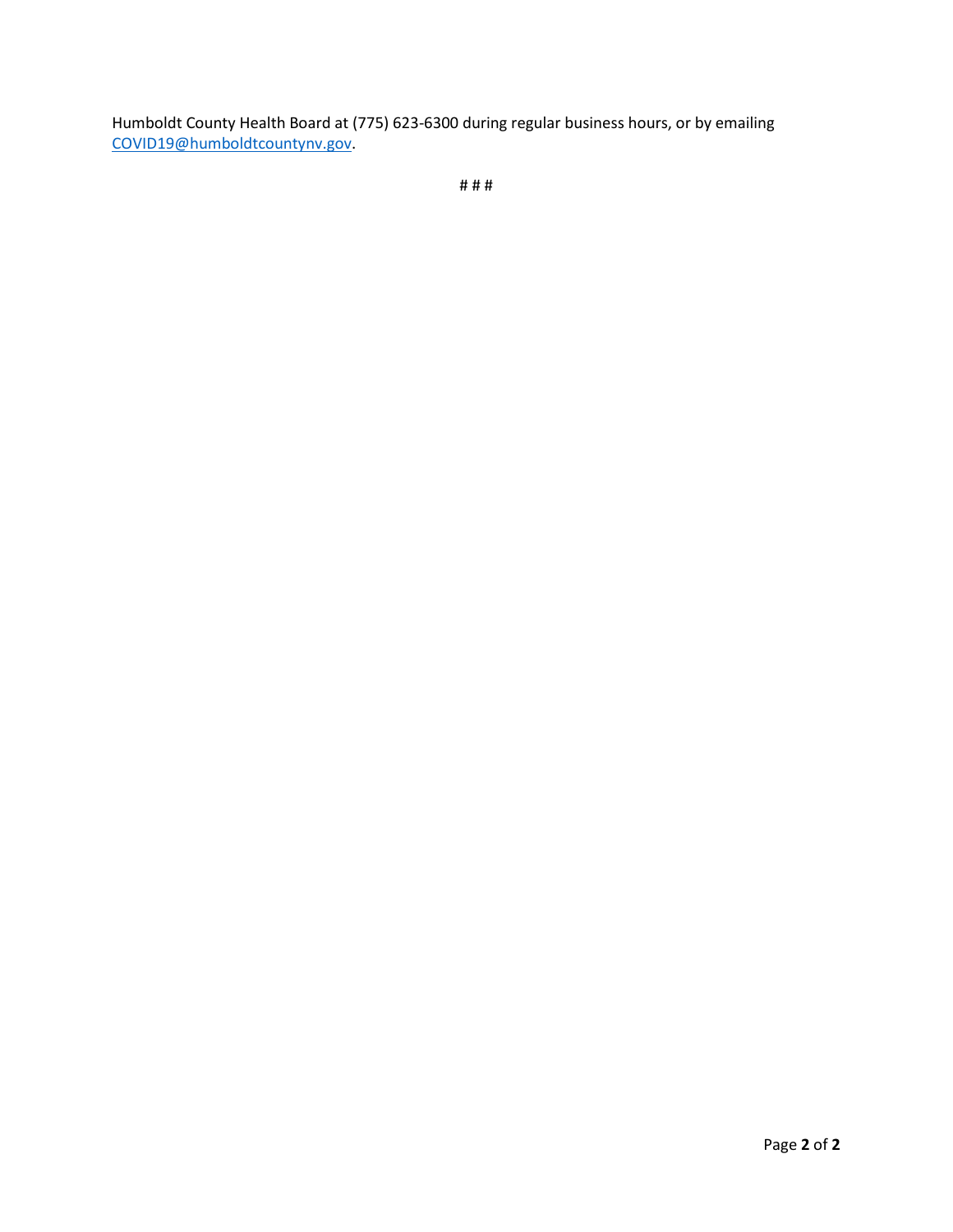Humboldt County Health Board at (775) 623-6300 during regular business hours, or by emailing COVID19@humboldtcountynv.gov.

# # #